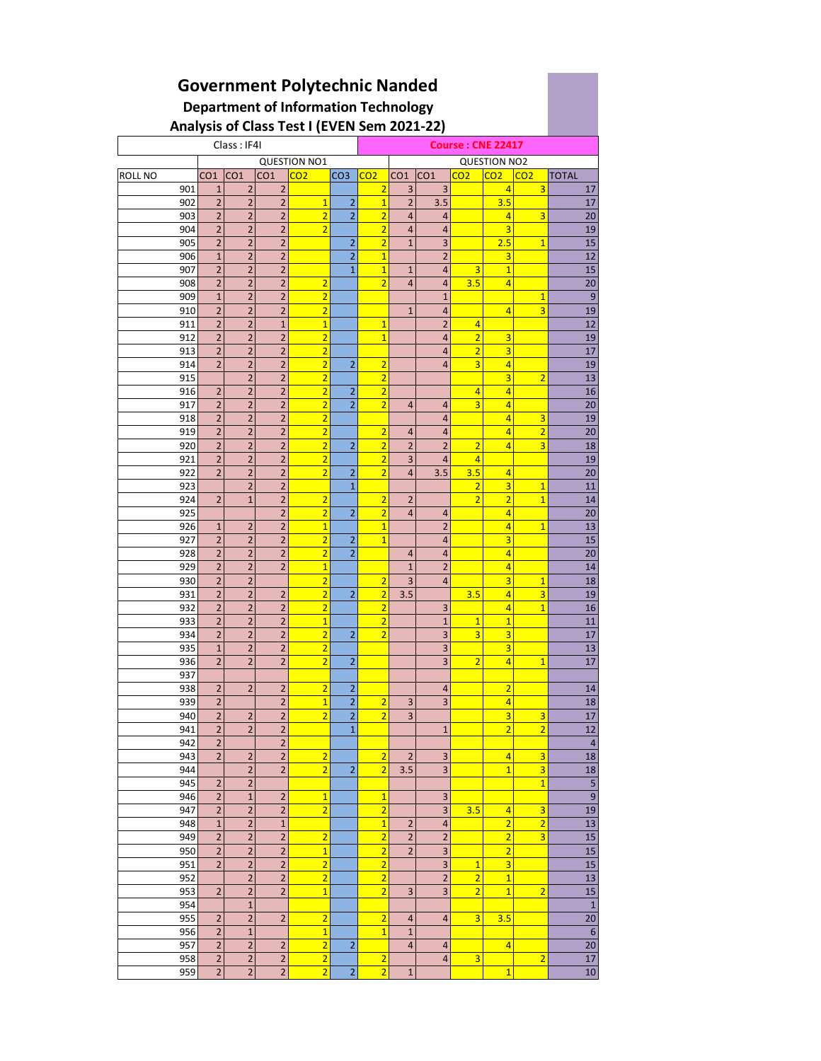# Government Polytechnic Nanded

## Department of Information Technology

### Analysis of Class Test I (EVEN Sem 2021-22)

| Class : IF4I | | | | | | | **Course : CNE 22417** | | | | | |
|---|---|---|---|---|---|---|---|---|---|---|---|---|
| | QUESTION NO1 | | | | | | QUESTION NO2 | | | | | |
| ROLL NO | CO1 | CO1 | CO1 | CO2 | CO3 | CO2 | CO1 | CO1 | CO2 | CO2 | CO2 | TOTAL |
| 901 | 1 | 2 | 2 | | | 2 | 3 | 3 | | 4 | 3 | 17 |
| 902 | 2 | 2 | 2 | 1 | 2 | 1 | 2 | 3.5 | | 3.5 | | 17 |
| 903 | 2 | 2 | 2 | 2 | 2 | 2 | 4 | 4 | | 4 | 3 | 20 |
| 904 | 2 | 2 | 2 | 2 | | 2 | 4 | 4 | | 3 | | 19 |
| 905 | 2 | 2 | 2 | | 2 | 2 | 1 | 3 | | 2.5 | 1 | 15 |
| 906 | 1 | 2 | 2 | | 2 | 1 | | 2 | | 3 | | 12 |
| 907 | 2 | 2 | 2 | | 1 | 1 | 1 | 4 | 3 | 1 | | 15 |
| 908 | 2 | 2 | 2 | 2 | | 2 | 4 | 4 | 3.5 | 4 | | 20 |
| 909 | 1 | 2 | 2 | 2 | | | | 1 | | | 1 | 9 |
| 910 | 2 | 2 | 2 | 2 | | | 1 | 4 | | 4 | 3 | 19 |
| 911 | 2 | 2 | 1 | 1 | | 1 | | 2 | 4 | | | 12 |
| 912 | 2 | 2 | 2 | 2 | | 1 | | 4 | 2 | 3 | | 19 |
| 913 | 2 | 2 | 2 | 2 | | | | 4 | 2 | 3 | | 17 |
| 914 | 2 | 2 | 2 | 2 | 2 | 2 | | 4 | 3 | 4 | | 19 |
| 915 | | 2 | 2 | 2 | | 2 | | | | 3 | 2 | 13 |
| 916 | 2 | 2 | 2 | 2 | 2 | 2 | | | 4 | 4 | | 16 |
| 917 | 2 | 2 | 2 | 2 | 2 | 2 | 4 | 4 | 3 | 4 | | 20 |
| 918 | 2 | 2 | 2 | 2 | | | | 4 | | 4 | 3 | 19 |
| 919 | 2 | 2 | 2 | 2 | | 2 | 4 | 4 | | 4 | 2 | 20 |
| 920 | 2 | 2 | 2 | 2 | 2 | 2 | 2 | 2 | 2 | 4 | 3 | 18 |
| 921 | 2 | 2 | 2 | 2 | | 2 | 3 | 4 | 4 | | | 19 |
| 922 | 2 | 2 | 2 | 2 | 2 | 2 | 4 | 3.5 | 3.5 | 4 | | 20 |
| 923 | | 2 | 2 | | 1 | | | | 2 | 3 | 1 | 11 |
| 924 | 2 | 1 | 2 | 2 | | 2 | 2 | | 2 | 2 | 1 | 14 |
| 925 | | | 2 | 2 | 2 | 2 | 4 | 4 | | 4 | | 20 |
| 926 | 1 | 2 | 2 | 1 | | 1 | | 2 | | 4 | 1 | 13 |
| 927 | 2 | 2 | 2 | 2 | 2 | 1 | | 4 | | 3 | | 15 |
| 928 | 2 | 2 | 2 | 2 | 2 | | 4 | 4 | | 4 | | 20 |
| 929 | 2 | 2 | 2 | 1 | | | 1 | 2 | | 4 | | 14 |
| 930 | 2 | 2 | | 2 | | 2 | 3 | 4 | | 3 | 1 | 18 |
| 931 | 2 | 2 | 2 | 2 | 2 | 2 | 3.5 | | 3.5 | 4 | 3 | 19 |
| 932 | 2 | 2 | 2 | 2 | | 2 | | 3 | | 4 | 1 | 16 |
| 933 | 2 | 2 | 2 | 1 | | 2 | | 1 | 1 | 1 | | 11 |
| 934 | 2 | 2 | 2 | 2 | 2 | 2 | | 3 | 3 | 3 | | 17 |
| 935 | 1 | 2 | 2 | 2 | | | | 3 | | 3 | | 13 |
| 936 | 2 | 2 | 2 | 2 | 2 | | | 3 | 2 | 4 | 1 | 17 |
| 937 | | | | | | | | | | | | |
| 938 | 2 | 2 | 2 | 2 | 2 | | | 4 | | 2 | | 14 |
| 939 | 2 | | 2 | 1 | 2 | 2 | 3 | 3 | | 4 | | 18 |
| 940 | 2 | 2 | 2 | 2 | 2 | 2 | 3 | | | 3 | 3 | 17 |
| 941 | 2 | 2 | 2 | | 1 | | | 1 | | 2 | 2 | 12 |
| 942 | 2 | | 2 | | | | | | | | | 4 |
| 943 | 2 | 2 | 2 | 2 | | 2 | 2 | 3 | | 4 | 3 | 18 |
| 944 | | 2 | 2 | 2 | 2 | 2 | 3.5 | 3 | | 1 | 3 | 18 |
| 945 | 2 | 2 | | | | | | | | | 1 | 5 |
| 946 | 2 | 1 | 2 | 1 | | 1 | | 3 | | | | 9 |
| 947 | 2 | 2 | 2 | 2 | | 2 | | 3 | 3.5 | 4 | 3 | 19 |
| 948 | 1 | 2 | 1 | | | 1 | 2 | 4 | | 2 | 2 | 13 |
| 949 | 2 | 2 | 2 | 2 | | 2 | 2 | 2 | | 2 | 3 | 15 |
| 950 | 2 | 2 | 2 | 1 | | 2 | 2 | 3 | | 2 | | 15 |
| 951 | 2 | 2 | 2 | 2 | | 2 | | 3 | 1 | 3 | | 15 |
| 952 | | 2 | 2 | 2 | | 2 | | 2 | 2 | 1 | | 13 |
| 953 | 2 | 2 | 2 | 1 | | 2 | 3 | 3 | 2 | 1 | 2 | 15 |
| 954 | | 1 | | | | | | | | | | 1 |
| 955 | 2 | 2 | 2 | 2 | | 2 | 4 | 4 | 3 | 3.5 | | 20 |
| 956 | 2 | 1 | | 1 | | 1 | 1 | | | | | 6 |
| 957 | 2 | 2 | 2 | 2 | 2 | | 4 | 4 | | 4 | | 20 |
| 958 | 2 | 2 | 2 | 2 | | 2 | | 4 | 3 | | 2 | 17 |
| 959 | 2 | 2 | 2 | 2 | 2 | 2 | 1 | | | 1 | | 10 |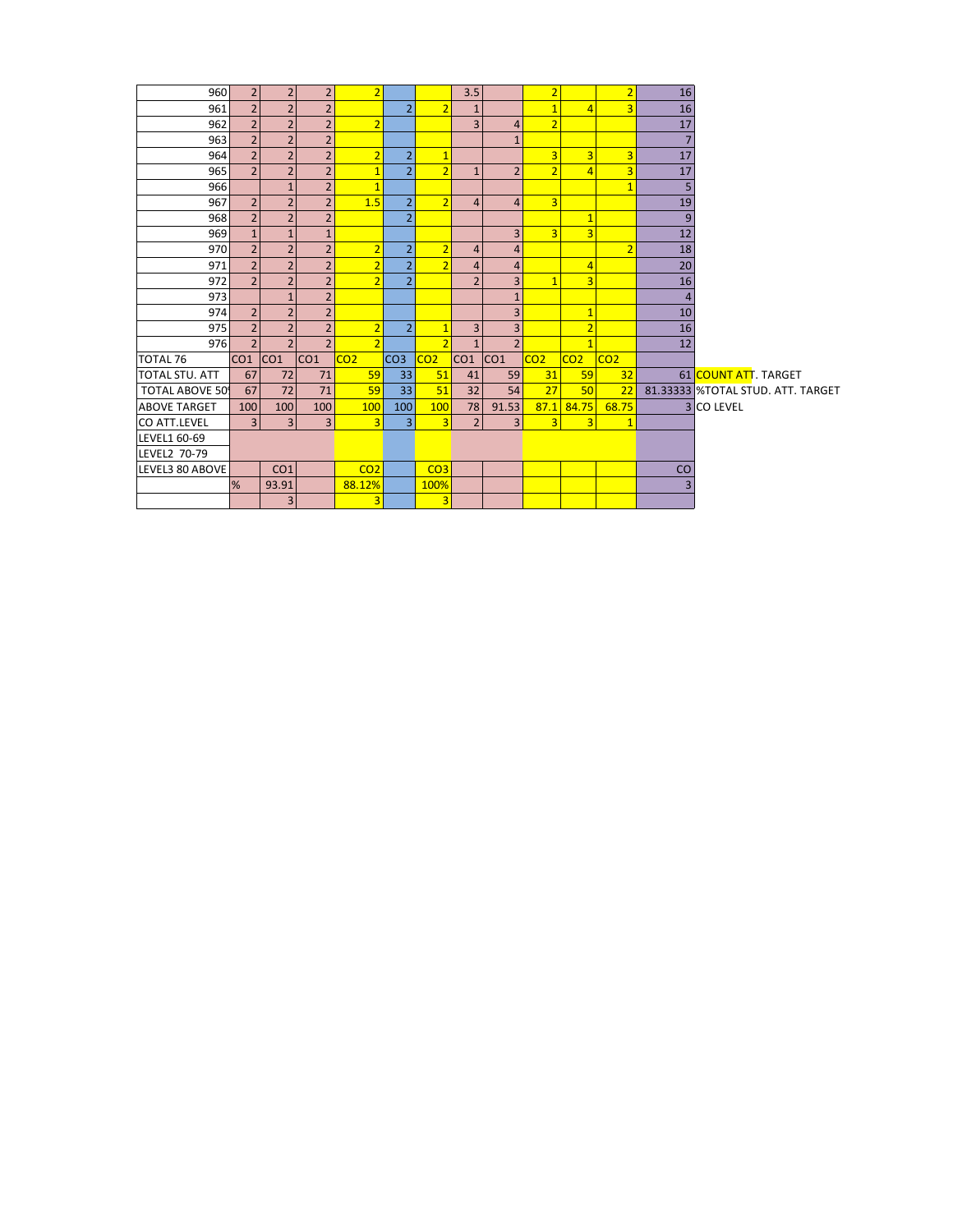| | | | | | | | | | | | | | | |
|---|---|---|---|---|---|---|---|---|---|---|---|---|---|---|
| 960 | 2 | 2 | 2 | 2 | | | 3.5 | | 2 | | 2 | 16 | | |
| 961 | 2 | 2 | 2 | | 2 | 2 | 1 | | 1 | 4 | 3 | 16 | | |
| 962 | 2 | 2 | 2 | 2 | | | 3 | 4 | 2 | | | 17 | | |
| 963 | 2 | 2 | 2 | | | | | 1 | | | | 7 | | |
| 964 | 2 | 2 | 2 | 2 | 2 | 1 | | | 3 | 3 | 3 | 17 | | |
| 965 | 2 | 2 | 2 | 1 | 2 | 2 | 1 | 2 | 2 | 4 | 3 | 17 | | |
| 966 | | 1 | 2 | 1 | | | | | | | 1 | 5 | | |
| 967 | 2 | 2 | 2 | 1.5 | 2 | 2 | 4 | 4 | 3 | | | 19 | | |
| 968 | 2 | 2 | 2 | | 2 | | | | | 1 | | 9 | | |
| 969 | 1 | 1 | 1 | | | | | 3 | 3 | 3 | | 12 | | |
| 970 | 2 | 2 | 2 | 2 | 2 | 2 | 4 | 4 | | | 2 | 18 | | |
| 971 | 2 | 2 | 2 | 2 | 2 | 2 | 4 | 4 | | 4 | | 20 | | |
| 972 | 2 | 2 | 2 | 2 | 2 | | 2 | 3 | 1 | 3 | | 16 | | |
| 973 | | 1 | 2 | | | | | 1 | | | | 4 | | |
| 974 | 2 | 2 | 2 | | | | | 3 | | 1 | | 10 | | |
| 975 | 2 | 2 | 2 | 2 | 2 | 1 | 3 | 3 | | 2 | | 16 | | |
| 976 | 2 | 2 | 2 | 2 | | 2 | 1 | 2 | | 1 | | 12 | | |
| TOTAL 76 | CO1 | CO1 | CO1 | CO2 | CO3 | CO2 | CO1 | CO1 | CO2 | CO2 | CO2 | | | |
| TOTAL STU. ATT | 67 | 72 | 71 | 59 | 33 | 51 | 41 | 59 | 31 | 59 | 32 | 61 | COUNT ATT. TARGET | |
| TOTAL ABOVE 50 | 67 | 72 | 71 | 59 | 33 | 51 | 32 | 54 | 27 | 50 | 22 | 81.33333 | %TOTAL STUD. ATT. TARGET | |
| ABOVE TARGET | 100 | 100 | 100 | 100 | 100 | 100 | 78 | 91.53 | 87.1 | 84.75 | 68.75 | 3 | CO LEVEL | |
| CO ATT.LEVEL | 3 | 3 | 3 | 3 | 3 | 3 | 2 | 3 | 3 | 3 | 1 | | | |
| LEVEL1 60-69 | | | | | | | | | | | | | | |
| LEVEL2 70-79 | | | | | | | | | | | | | | |
| LEVEL3 80 ABOVE | | CO1 | | CO2 | | CO3 | | | | | | CO | | |
| | % | 93.91 | | 88.12% | | 100% | | | | | | 3 | | |
| | | 3 | | 3 | | 3 | | | | | | | | |